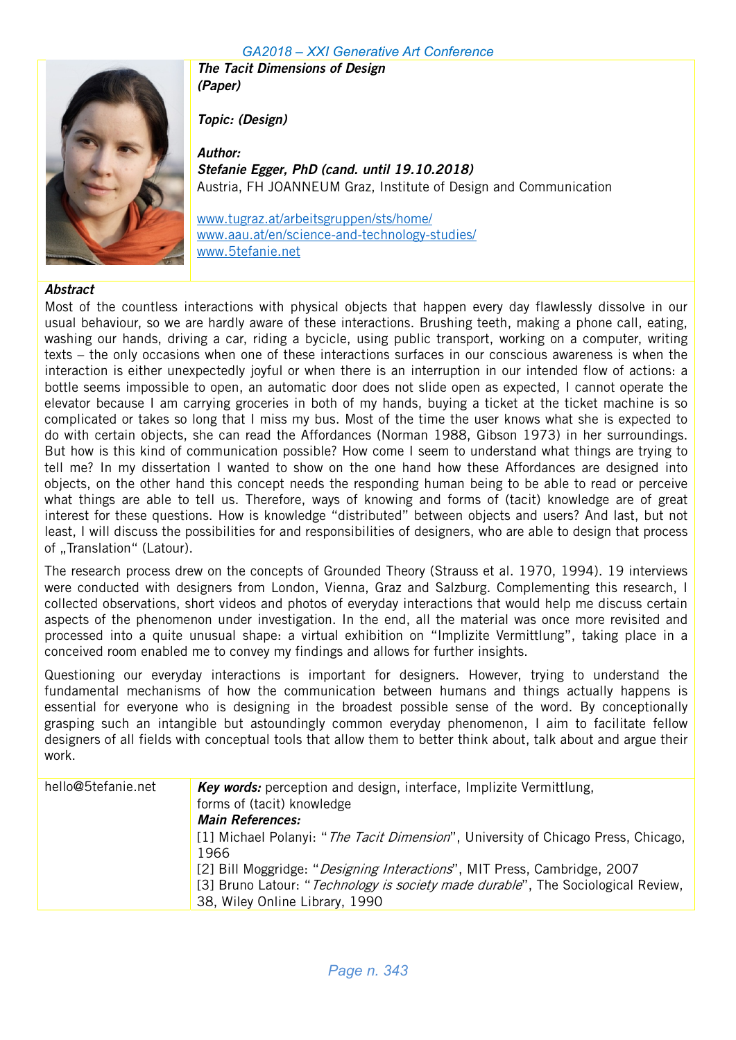# The Tacit Dimensions of Design
**(Paper)**

**Topic: (Design)**

**Author:**
**Stefanie Egger, PhD (cand. until 19.10.2018)**
Austria, FH JOANNEUM Graz, Institute of Design and Communication

www.tugraz.at/arbeitsgruppen/sts/home/
www.aau.at/en/science-and-technology-studies/
www.5tefanie.net

## Abstract

Most of the countless interactions with physical objects that happen every day flawlessly dissolve in our usual behaviour, so we are hardly aware of these interactions. Brushing teeth, making a phone call, eating, washing our hands, driving a car, riding a bycicle, using public transport, working on a computer, writing texts – the only occasions when one of these interactions surfaces in our conscious awareness is when the interaction is either unexpectedly joyful or when there is an interruption in our intended flow of actions: a bottle seems impossible to open, an automatic door does not slide open as expected, I cannot operate the elevator because I am carrying groceries in both of my hands, buying a ticket at the ticket machine is so complicated or takes so long that I miss my bus. Most of the time the user knows what she is expected to do with certain objects, she can read the Affordances (Norman 1988, Gibson 1973) in her surroundings. But how is this kind of communication possible? How come I seem to understand what things are trying to tell me? In my dissertation I wanted to show on the one hand how these Affordances are designed into objects, on the other hand this concept needs the responding human being to be able to read or perceive what things are able to tell us. Therefore, ways of knowing and forms of (tacit) knowledge are of great interest for these questions. How is knowledge "distributed" between objects and users? And last, but not least, I will discuss the possibilities for and responsibilities of designers, who are able to design that process of „Translation" (Latour).

The research process drew on the concepts of Grounded Theory (Strauss et al. 1970, 1994). 19 interviews were conducted with designers from London, Vienna, Graz and Salzburg. Complementing this research, I collected observations, short videos and photos of everyday interactions that would help me discuss certain aspects of the phenomenon under investigation. In the end, all the material was once more revisited and processed into a quite unusual shape: a virtual exhibition on "Implizite Vermittlung", taking place in a conceived room enabled me to convey my findings and allows for further insights.

Questioning our everyday interactions is important for designers. However, trying to understand the fundamental mechanisms of how the communication between humans and things actually happens is essential for everyone who is designing in the broadest possible sense of the word. By conceptionally grasping such an intangible but astoundingly common everyday phenomenon, I aim to facilitate fellow designers of all fields with conceptual tools that allow them to better think about, talk about and argue their work.

hello@5tefanie.net

***Key words:*** perception and design, interface, Implizite Vermittlung, forms of (tacit) knowledge

***Main References:***

[1] Michael Polanyi: "*The Tacit Dimension*", University of Chicago Press, Chicago, 1966

[2] Bill Moggridge: "*Designing Interactions*", MIT Press, Cambridge, 2007

[3] Bruno Latour: "*Technology is society made durable*", The Sociological Review, 38, Wiley Online Library, 1990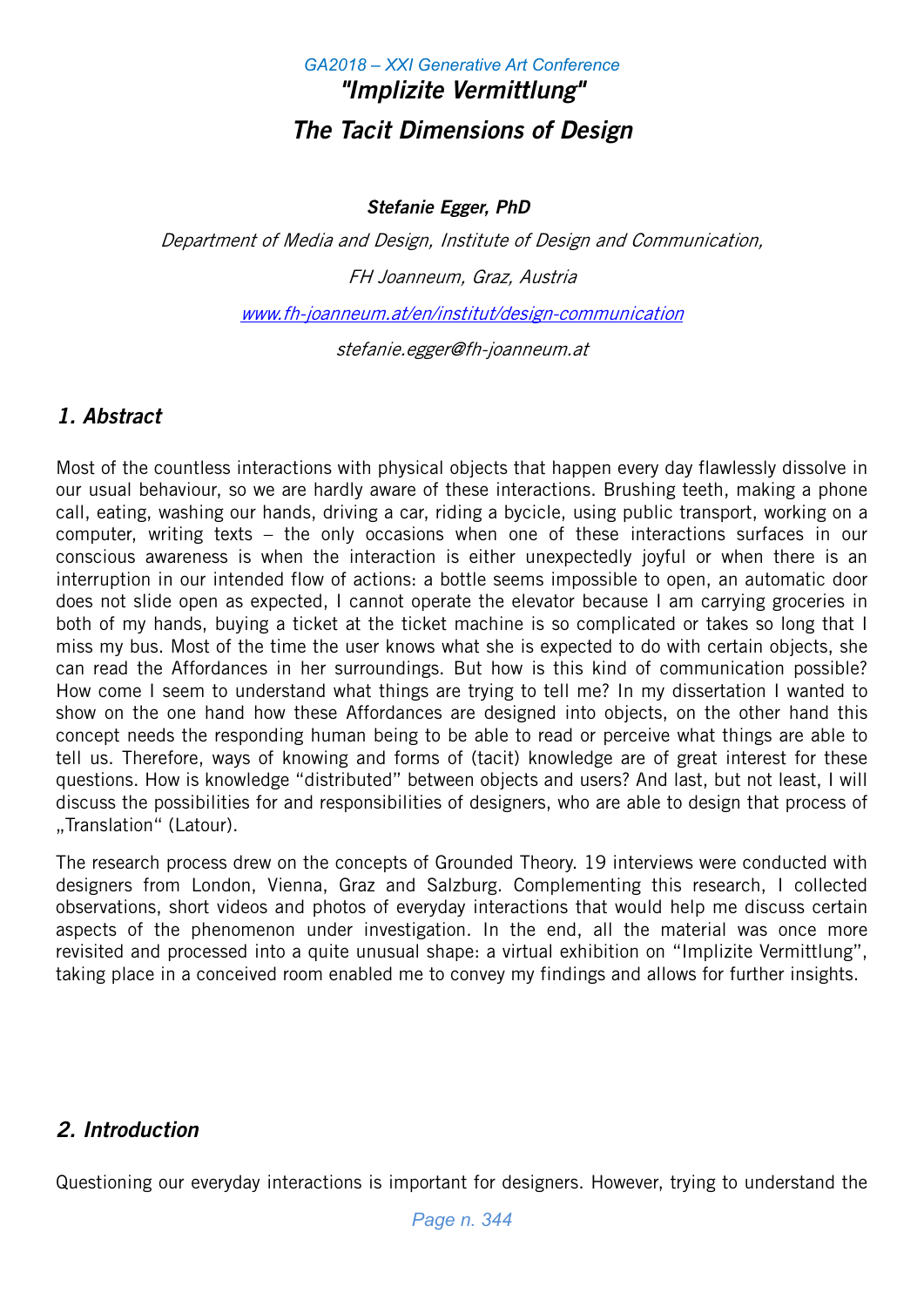GA2018 – XXI Generative Art Conference

# "Implizite Vermittlung"

# The Tacit Dimensions of Design

***Stefanie Egger, PhD***

*Department of Media and Design, Institute of Design and Communication,*

*FH Joanneum, Graz, Austria*

*www.fh-joanneum.at/en/institut/design-communication*

*stefanie.egger@fh-joanneum.at*

## 1. Abstract

Most of the countless interactions with physical objects that happen every day flawlessly dissolve in our usual behaviour, so we are hardly aware of these interactions. Brushing teeth, making a phone call, eating, washing our hands, driving a car, riding a bycicle, using public transport, working on a computer, writing texts – the only occasions when one of these interactions surfaces in our conscious awareness is when the interaction is either unexpectedly joyful or when there is an interruption in our intended flow of actions: a bottle seems impossible to open, an automatic door does not slide open as expected, I cannot operate the elevator because I am carrying groceries in both of my hands, buying a ticket at the ticket machine is so complicated or takes so long that I miss my bus. Most of the time the user knows what she is expected to do with certain objects, she can read the Affordances in her surroundings. But how is this kind of communication possible? How come I seem to understand what things are trying to tell me? In my dissertation I wanted to show on the one hand how these Affordances are designed into objects, on the other hand this concept needs the responding human being to be able to read or perceive what things are able to tell us. Therefore, ways of knowing and forms of (tacit) knowledge are of great interest for these questions. How is knowledge "distributed" between objects and users? And last, but not least, I will discuss the possibilities for and responsibilities of designers, who are able to design that process of „Translation" (Latour).

The research process drew on the concepts of Grounded Theory. 19 interviews were conducted with designers from London, Vienna, Graz and Salzburg. Complementing this research, I collected observations, short videos and photos of everyday interactions that would help me discuss certain aspects of the phenomenon under investigation. In the end, all the material was once more revisited and processed into a quite unusual shape: a virtual exhibition on "Implizite Vermittlung", taking place in a conceived room enabled me to convey my findings and allows for further insights.

## 2. Introduction

Questioning our everyday interactions is important for designers. However, trying to understand the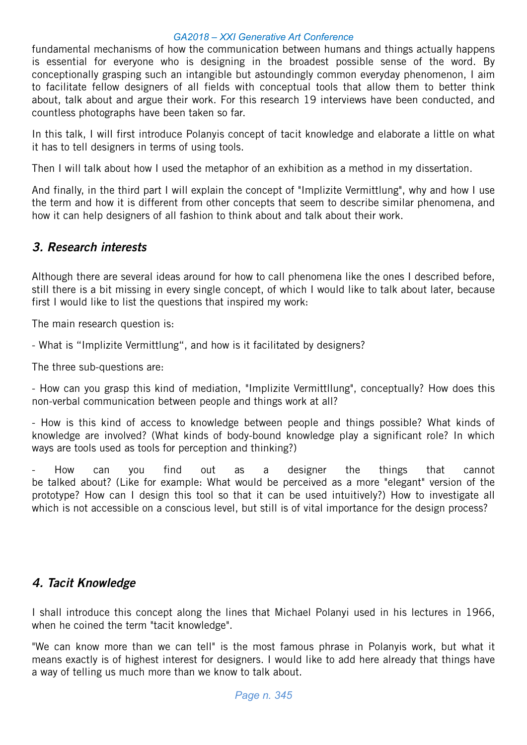fundamental mechanisms of how the communication between humans and things actually happens is essential for everyone who is designing in the broadest possible sense of the word. By conceptionally grasping such an intangible but astoundingly common everyday phenomenon, I aim to facilitate fellow designers of all fields with conceptual tools that allow them to better think about, talk about and argue their work. For this research 19 interviews have been conducted, and countless photographs have been taken so far.

In this talk, I will first introduce Polanyis concept of tacit knowledge and elaborate a little on what it has to tell designers in terms of using tools.

Then I will talk about how I used the metaphor of an exhibition as a method in my dissertation.

And finally, in the third part I will explain the concept of "Implizite Vermittlung", why and how I use the term and how it is different from other concepts that seem to describe similar phenomena, and how it can help designers of all fashion to think about and talk about their work.

## *3. Research interests*

Although there are several ideas around for how to call phenomena like the ones I described before, still there is a bit missing in every single concept, of which I would like to talk about later, because first I would like to list the questions that inspired my work:

The main research question is:

- What is “Implizite Vermittlung“, and how is it facilitated by designers?

The three sub-questions are:

- How can you grasp this kind of mediation, "Implizite Vermittllung", conceptually? How does this non-verbal communication between people and things work at all?

- How is this kind of access to knowledge between people and things possible? What kinds of knowledge are involved? (What kinds of body-bound knowledge play a significant role? In which ways are tools used as tools for perception and thinking?)

- How can you find out as a designer the things that cannot be talked about? (Like for example: What would be perceived as a more "elegant" version of the prototype? How can I design this tool so that it can be used intuitively?) How to investigate all which is not accessible on a conscious level, but still is of vital importance for the design process?

## *4. Tacit Knowledge*

I shall introduce this concept along the lines that Michael Polanyi used in his lectures in 1966, when he coined the term "tacit knowledge".

"We can know more than we can tell" is the most famous phrase in Polanyis work, but what it means exactly is of highest interest for designers. I would like to add here already that things have a way of telling us much more than we know to talk about.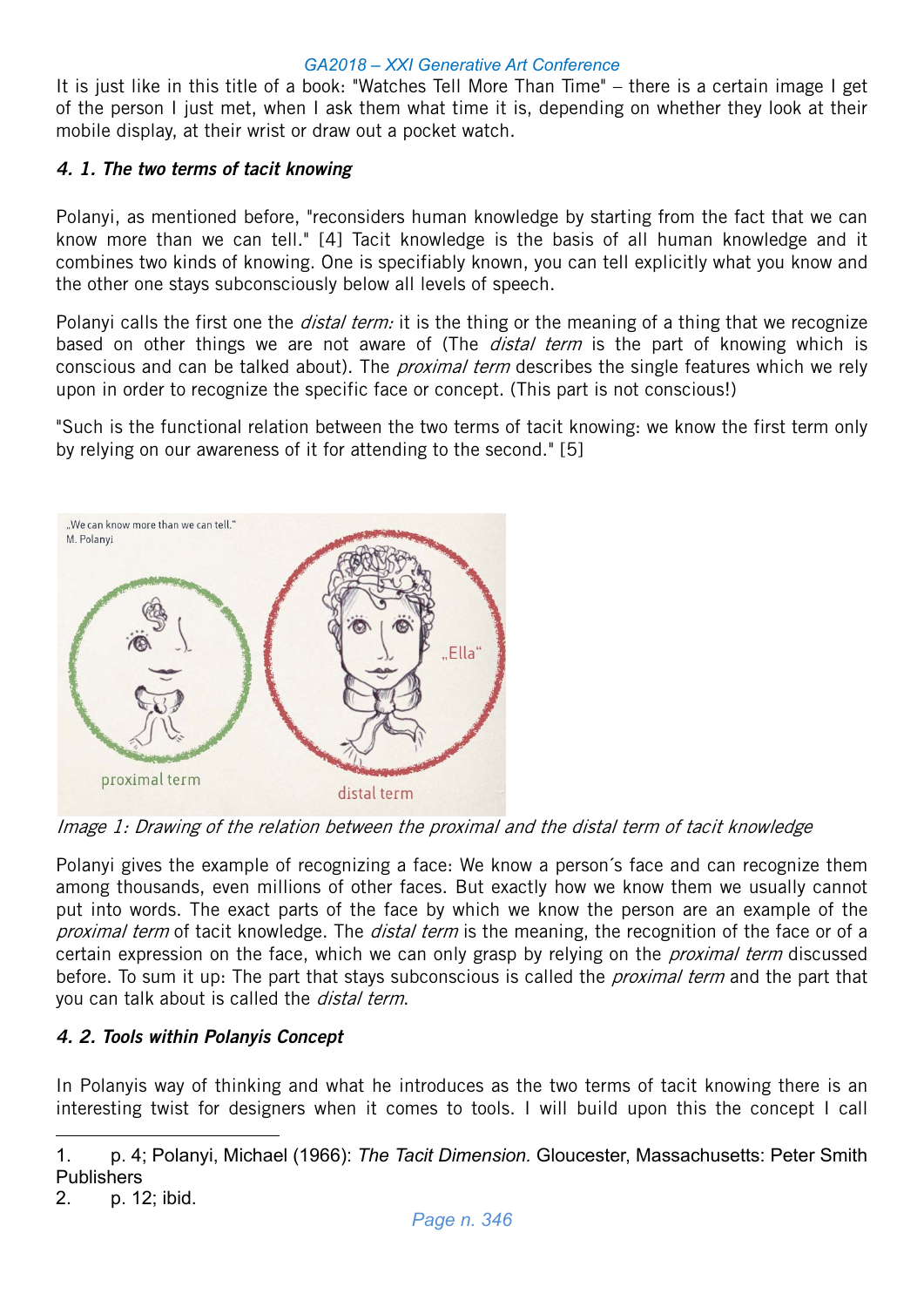It is just like in this title of a book: "Watches Tell More Than Time" – there is a certain image I get of the person I just met, when I ask them what time it is, depending on whether they look at their mobile display, at their wrist or draw out a pocket watch.

### *4. 1. The two terms of tacit knowing*

Polanyi, as mentioned before, "reconsiders human knowledge by starting from the fact that we can know more than we can tell." [4] Tacit knowledge is the basis of all human knowledge and it combines two kinds of knowing. One is specifiably known, you can tell explicitly what you know and the other one stays subconsciously below all levels of speech.

Polanyi calls the first one the *distal term:* it is the thing or the meaning of a thing that we recognize based on other things we are not aware of (The *distal term* is the part of knowing which is conscious and can be talked about). The *proximal term* describes the single features which we rely upon in order to recognize the specific face or concept. (This part is not conscious!)

"Such is the functional relation between the two terms of tacit knowing: we know the first term only by relying on our awareness of it for attending to the second." [5]

*Image 1: Drawing of the relation between the proximal and the distal term of tacit knowledge*

Polanyi gives the example of recognizing a face: We know a person´s face and can recognize them among thousands, even millions of other faces. But exactly how we know them we usually cannot put into words. The exact parts of the face by which we know the person are an example of the *proximal term* of tacit knowledge. The *distal term* is the meaning, the recognition of the face or of a certain expression on the face, which we can only grasp by relying on the *proximal term* discussed before. To sum it up: The part that stays subconscious is called the *proximal term* and the part that you can talk about is called the *distal term*.

### *4. 2. Tools within Polanyis Concept*

In Polanyis way of thinking and what he introduces as the two terms of tacit knowing there is an interesting twist for designers when it comes to tools. I will build upon this the concept I call

---

1. p. 4; Polanyi, Michael (1966): *The Tacit Dimension.* Gloucester, Massachusetts: Peter Smith Publishers
2. p. 12; ibid.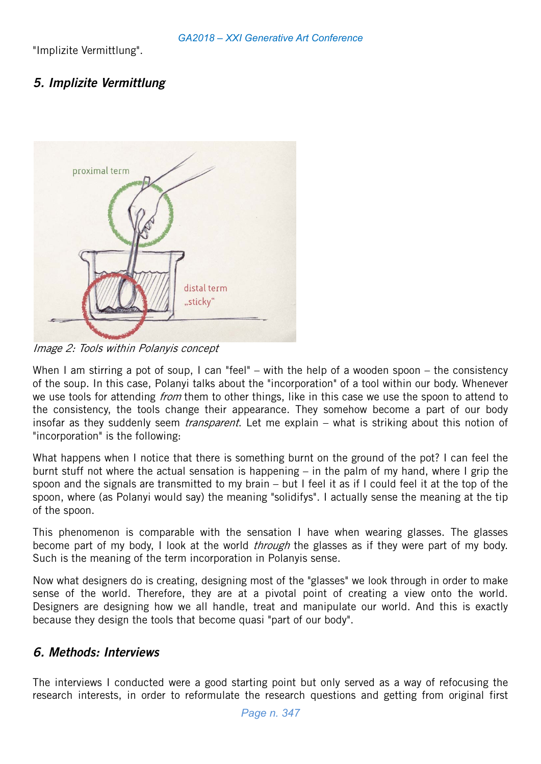"Implizite Vermittlung".

## *5. Implizite Vermittlung*

*Image 2: Tools within Polanyis concept*

When I am stirring a pot of soup, I can "feel" – with the help of a wooden spoon – the consistency of the soup. In this case, Polanyi talks about the "incorporation" of a tool within our body. Whenever we use tools for attending *from* them to other things, like in this case we use the spoon to attend to the consistency, the tools change their appearance. They somehow become a part of our body insofar as they suddenly seem *transparent*. Let me explain – what is striking about this notion of "incorporation" is the following:

What happens when I notice that there is something burnt on the ground of the pot? I can feel the burnt stuff not where the actual sensation is happening – in the palm of my hand, where I grip the spoon and the signals are transmitted to my brain – but I feel it as if I could feel it at the top of the spoon, where (as Polanyi would say) the meaning "solidifys". I actually sense the meaning at the tip of the spoon.

This phenomenon is comparable with the sensation I have when wearing glasses. The glasses become part of my body, I look at the world *through* the glasses as if they were part of my body. Such is the meaning of the term incorporation in Polanyis sense.

Now what designers do is creating, designing most of the "glasses" we look through in order to make sense of the world. Therefore, they are at a pivotal point of creating a view onto the world. Designers are designing how we all handle, treat and manipulate our world. And this is exactly because they design the tools that become quasi "part of our body".

## *6. Methods: Interviews*

The interviews I conducted were a good starting point but only served as a way of refocusing the research interests, in order to reformulate the research questions and getting from original first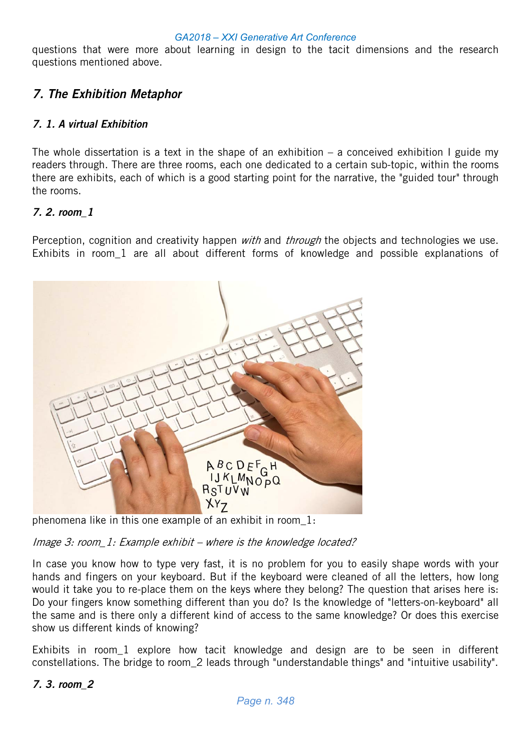questions that were more about learning in design to the tacit dimensions and the research questions mentioned above.

## *7. The Exhibition Metaphor*

### *7. 1. A virtual Exhibition*

The whole dissertation is a text in the shape of an exhibition – a conceived exhibition I guide my readers through. There are three rooms, each one dedicated to a certain sub-topic, within the rooms there are exhibits, each of which is a good starting point for the narrative, the "guided tour" through the rooms.

### *7. 2. room_1*

Perception, cognition and creativity happen *with* and *through* the objects and technologies we use. Exhibits in room_1 are all about different forms of knowledge and possible explanations of phenomena like in this one example of an exhibit in room_1:

*Image 3: room_1: Example exhibit – where is the knowledge located?*

In case you know how to type very fast, it is no problem for you to easily shape words with your hands and fingers on your keyboard. But if the keyboard were cleaned of all the letters, how long would it take you to re-place them on the keys where they belong? The question that arises here is: Do your fingers know something different than you do? Is the knowledge of "letters-on-keyboard" all the same and is there only a different kind of access to the same knowledge? Or does this exercise show us different kinds of knowing?

Exhibits in room_1 explore how tacit knowledge and design are to be seen in different constellations. The bridge to room_2 leads through "understandable things" and "intuitive usability".

### *7. 3. room_2*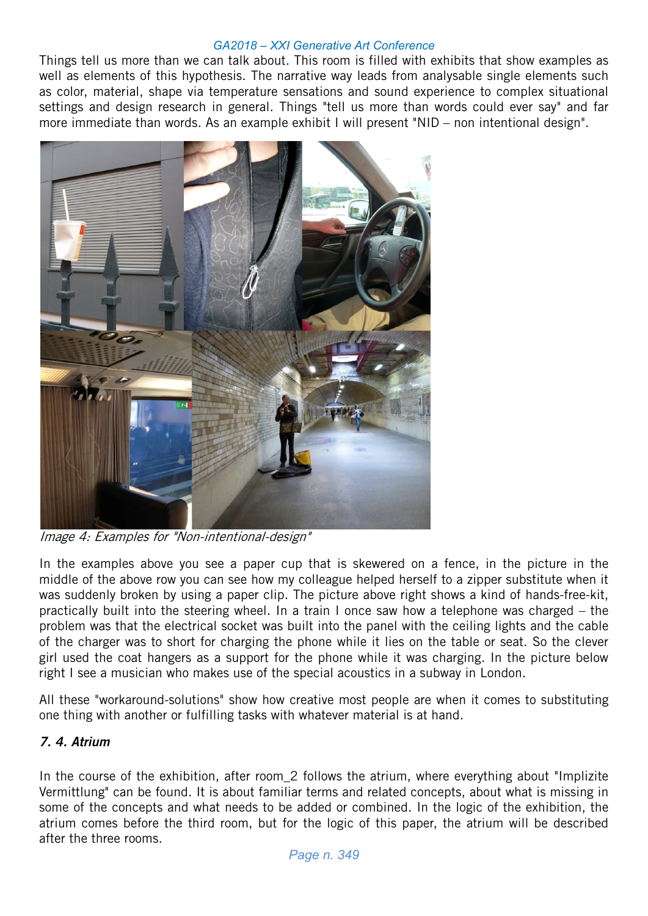Things tell us more than we can talk about. This room is filled with exhibits that show examples as well as elements of this hypothesis. The narrative way leads from analysable single elements such as color, material, shape via temperature sensations and sound experience to complex situational settings and design research in general. Things "tell us more than words could ever say" and far more immediate than words. As an example exhibit I will present "NID – non intentional design".

*Image 4: Examples for "Non-intentional-design"*

In the examples above you see a paper cup that is skewered on a fence, in the picture in the middle of the above row you can see how my colleague helped herself to a zipper substitute when it was suddenly broken by using a paper clip. The picture above right shows a kind of hands-free-kit, practically built into the steering wheel. In a train I once saw how a telephone was charged – the problem was that the electrical socket was built into the panel with the ceiling lights and the cable of the charger was to short for charging the phone while it lies on the table or seat. So the clever girl used the coat hangers as a support for the phone while it was charging. In the picture below right I see a musician who makes use of the special acoustics in a subway in London.

All these "workaround-solutions" show how creative most people are when it comes to substituting one thing with another or fulfilling tasks with whatever material is at hand.

### *7. 4. Atrium*

In the course of the exhibition, after room_2 follows the atrium, where everything about "Implizite Vermittlung" can be found. It is about familiar terms and related concepts, about what is missing in some of the concepts and what needs to be added or combined. In the logic of the exhibition, the atrium comes before the third room, but for the logic of this paper, the atrium will be described after the three rooms.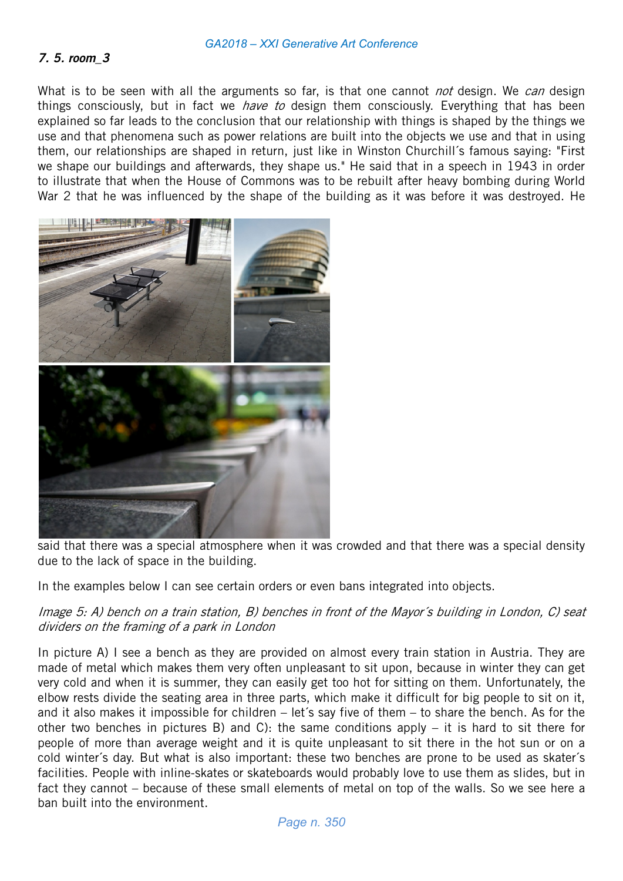*7. 5. room_3*

What is to be seen with all the arguments so far, is that one cannot *not* design. We *can* design things consciously, but in fact we *have to* design them consciously. Everything that has been explained so far leads to the conclusion that our relationship with things is shaped by the things we use and that phenomena such as power relations are built into the objects we use and that in using them, our relationships are shaped in return, just like in Winston Churchill´s famous saying: "First we shape our buildings and afterwards, they shape us." He said that in a speech in 1943 in order to illustrate that when the House of Commons was to be rebuilt after heavy bombing during World War 2 that he was influenced by the shape of the building as it was before it was destroyed. He said that there was a special atmosphere when it was crowded and that there was a special density due to the lack of space in the building.

In the examples below I can see certain orders or even bans integrated into objects.

*Image 5: A) bench on a train station, B) benches in front of the Mayor´s building in London, C) seat dividers on the framing of a park in London*

In picture A) I see a bench as they are provided on almost every train station in Austria. They are made of metal which makes them very often unpleasant to sit upon, because in winter they can get very cold and when it is summer, they can easily get too hot for sitting on them. Unfortunately, the elbow rests divide the seating area in three parts, which make it difficult for big people to sit on it, and it also makes it impossible for children – let´s say five of them – to share the bench. As for the other two benches in pictures B) and C): the same conditions apply – it is hard to sit there for people of more than average weight and it is quite unpleasant to sit there in the hot sun or on a cold winter´s day. But what is also important: these two benches are prone to be used as skater´s facilities. People with inline-skates or skateboards would probably love to use them as slides, but in fact they cannot – because of these small elements of metal on top of the walls. So we see here a ban built into the environment.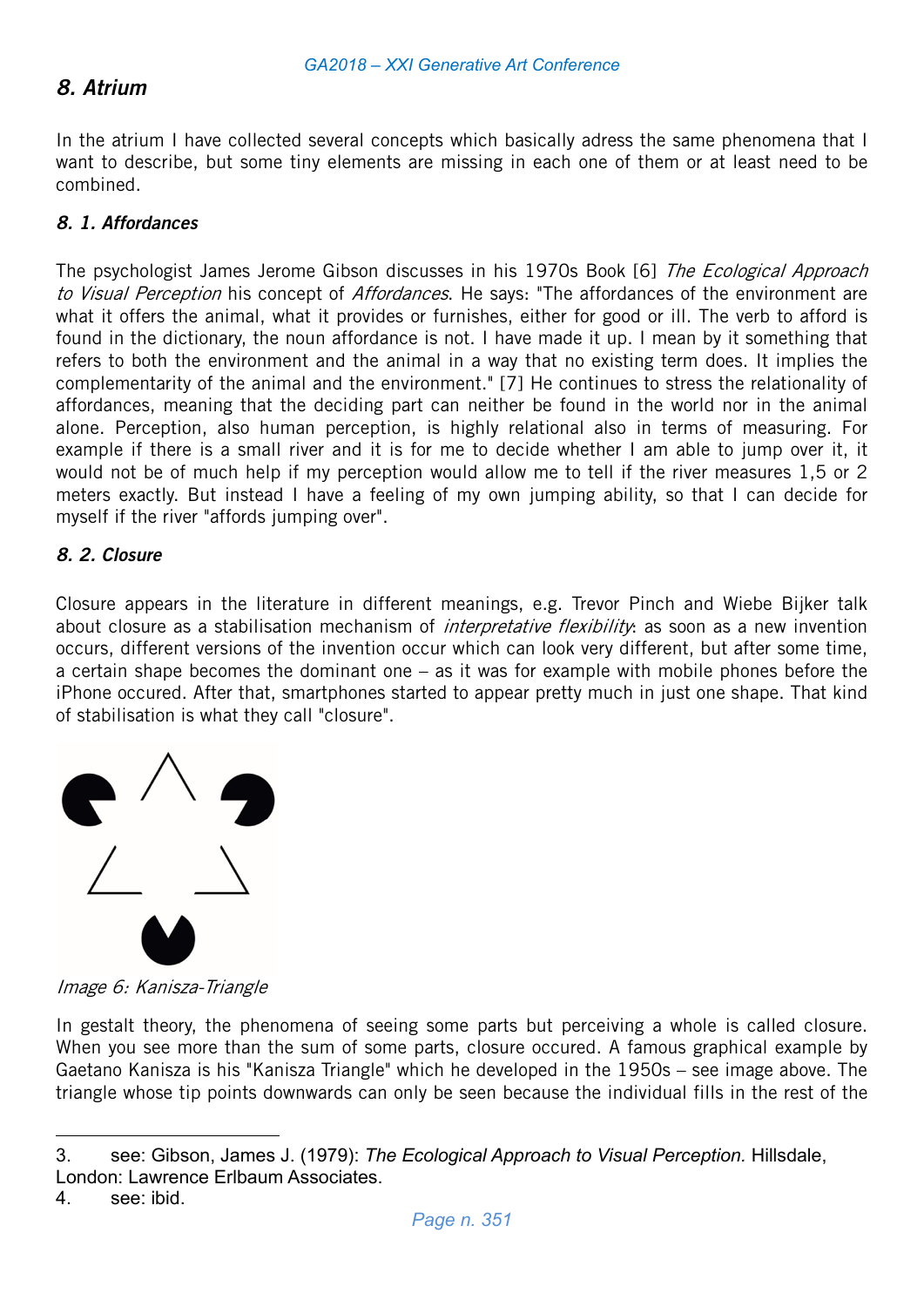## 8. Atrium

In the atrium I have collected several concepts which basically adress the same phenomena that I want to describe, but some tiny elements are missing in each one of them or at least need to be combined.

### 8. 1. Affordances

The psychologist James Jerome Gibson discusses in his 1970s Book [6] *The Ecological Approach to Visual Perception* his concept of *Affordances*. He says: "The affordances of the environment are what it offers the animal, what it provides or furnishes, either for good or ill. The verb to afford is found in the dictionary, the noun affordance is not. I have made it up. I mean by it something that refers to both the environment and the animal in a way that no existing term does. It implies the complementarity of the animal and the environment." [7] He continues to stress the relationality of affordances, meaning that the deciding part can neither be found in the world nor in the animal alone. Perception, also human perception, is highly relational also in terms of measuring. For example if there is a small river and it is for me to decide whether I am able to jump over it, it would not be of much help if my perception would allow me to tell if the river measures 1,5 or 2 meters exactly. But instead I have a feeling of my own jumping ability, so that I can decide for myself if the river "affords jumping over".

### 8. 2. Closure

Closure appears in the literature in different meanings, e.g. Trevor Pinch and Wiebe Bijker talk about closure as a stabilisation mechanism of *interpretative flexibility*: as soon as a new invention occurs, different versions of the invention occur which can look very different, but after some time, a certain shape becomes the dominant one – as it was for example with mobile phones before the iPhone occured. After that, smartphones started to appear pretty much in just one shape. That kind of stabilisation is what they call "closure".

*Image 6: Kanisza-Triangle*

In gestalt theory, the phenomena of seeing some parts but perceiving a whole is called closure. When you see more than the sum of some parts, closure occured. A famous graphical example by Gaetano Kanisza is his "Kanisza Triangle" which he developed in the 1950s – see image above. The triangle whose tip points downwards can only be seen because the individual fills in the rest of the

3. see: Gibson, James J. (1979): *The Ecological Approach to Visual Perception.* Hillsdale, London: Lawrence Erlbaum Associates.
4. see: ibid.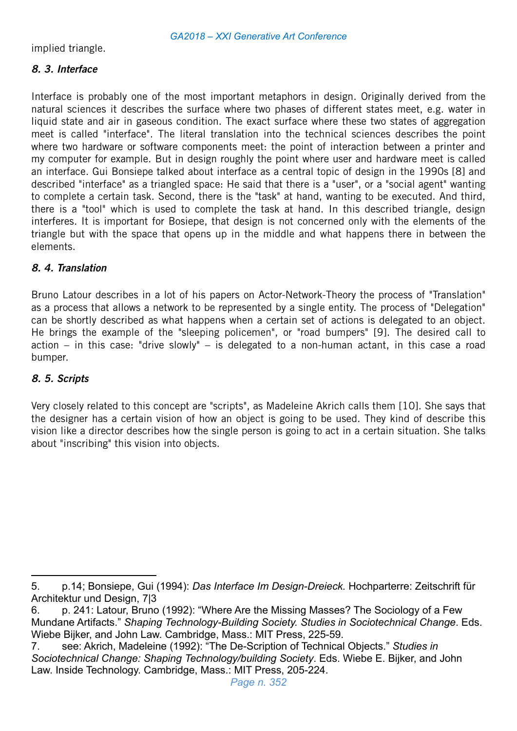implied triangle.

### *8. 3. Interface*

Interface is probably one of the most important metaphors in design. Originally derived from the natural sciences it describes the surface where two phases of different states meet, e.g. water in liquid state and air in gaseous condition. The exact surface where these two states of aggregation meet is called "interface". The literal translation into the technical sciences describes the point where two hardware or software components meet: the point of interaction between a printer and my computer for example. But in design roughly the point where user and hardware meet is called an interface. Gui Bonsiepe talked about interface as a central topic of design in the 1990s [8] and described "interface" as a triangled space: He said that there is a "user", or a "social agent" wanting to complete a certain task. Second, there is the "task" at hand, wanting to be executed. And third, there is a "tool" which is used to complete the task at hand. In this described triangle, design interferes. It is important for Bosiepe, that design is not concerned only with the elements of the triangle but with the space that opens up in the middle and what happens there in between the elements.

### *8. 4. Translation*

Bruno Latour describes in a lot of his papers on Actor-Network-Theory the process of "Translation" as a process that allows a network to be represented by a single entity. The process of "Delegation" can be shortly described as what happens when a certain set of actions is delegated to an object. He brings the example of the "sleeping policemen", or "road bumpers" [9]. The desired call to action – in this case: "drive slowly" – is delegated to a non-human actant, in this case a road bumper.

### *8. 5. Scripts*

Very closely related to this concept are "scripts", as Madeleine Akrich calls them [10]. She says that the designer has a certain vision of how an object is going to be used. They kind of describe this vision like a director describes how the single person is going to act in a certain situation. She talks about "inscribing" this vision into objects.

---

5. p.14; Bonsiepe, Gui (1994): *Das Interface Im Design-Dreieck.* Hochparterre: Zeitschrift für Architektur und Design, 7|3
6. p. 241: Latour, Bruno (1992): "Where Are the Missing Masses? The Sociology of a Few Mundane Artifacts." *Shaping Technology-Building Society. Studies in Sociotechnical Change*. Eds. Wiebe Bijker, and John Law. Cambridge, Mass.: MIT Press, 225-59.
7. see: Akrich, Madeleine (1992): "The De-Scription of Technical Objects." *Studies in Sociotechnical Change: Shaping Technology/building Society*. Eds. Wiebe E. Bijker, and John Law. Inside Technology. Cambridge, Mass.: MIT Press, 205-224.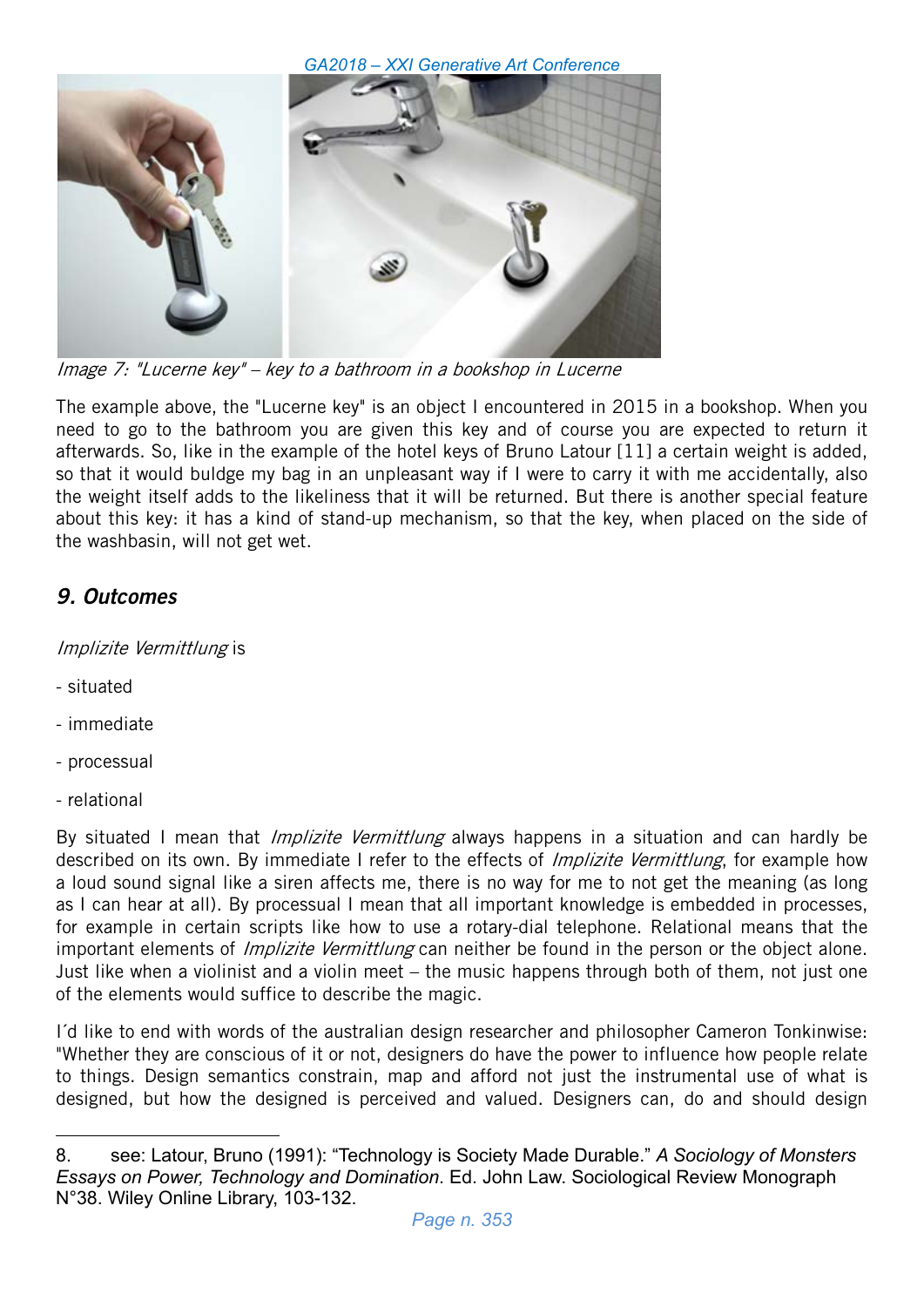*Image 7: "Lucerne key" – key to a bathroom in a bookshop in Lucerne*

The example above, the "Lucerne key" is an object I encountered in 2015 in a bookshop. When you need to go to the bathroom you are given this key and of course you are expected to return it afterwards. So, like in the example of the hotel keys of Bruno Latour [11] a certain weight is added, so that it would buldge my bag in an unpleasant way if I were to carry it with me accidentally, also the weight itself adds to the likeliness that it will be returned. But there is another special feature about this key: it has a kind of stand-up mechanism, so that the key, when placed on the side of the washbasin, will not get wet.

## *9. Outcomes*

*Implizite Vermittlung* is

- situated
- immediate
- processual
- relational

By situated I mean that *Implizite Vermittlung* always happens in a situation and can hardly be described on its own. By immediate I refer to the effects of *Implizite Vermittlung*, for example how a loud sound signal like a siren affects me, there is no way for me to not get the meaning (as long as I can hear at all). By processual I mean that all important knowledge is embedded in processes, for example in certain scripts like how to use a rotary-dial telephone. Relational means that the important elements of *Implizite Vermittlung* can neither be found in the person or the object alone. Just like when a violinist and a violin meet – the music happens through both of them, not just one of the elements would suffice to describe the magic.

I´d like to end with words of the australian design researcher and philosopher Cameron Tonkinwise: "Whether they are conscious of it or not, designers do have the power to influence how people relate to things. Design semantics constrain, map and afford not just the instrumental use of what is designed, but how the designed is perceived and valued. Designers can, do and should design

---

8. see: Latour, Bruno (1991): "Technology is Society Made Durable." *A Sociology of Monsters Essays on Power, Technology and Domination*. Ed. John Law. Sociological Review Monograph N°38. Wiley Online Library, 103-132.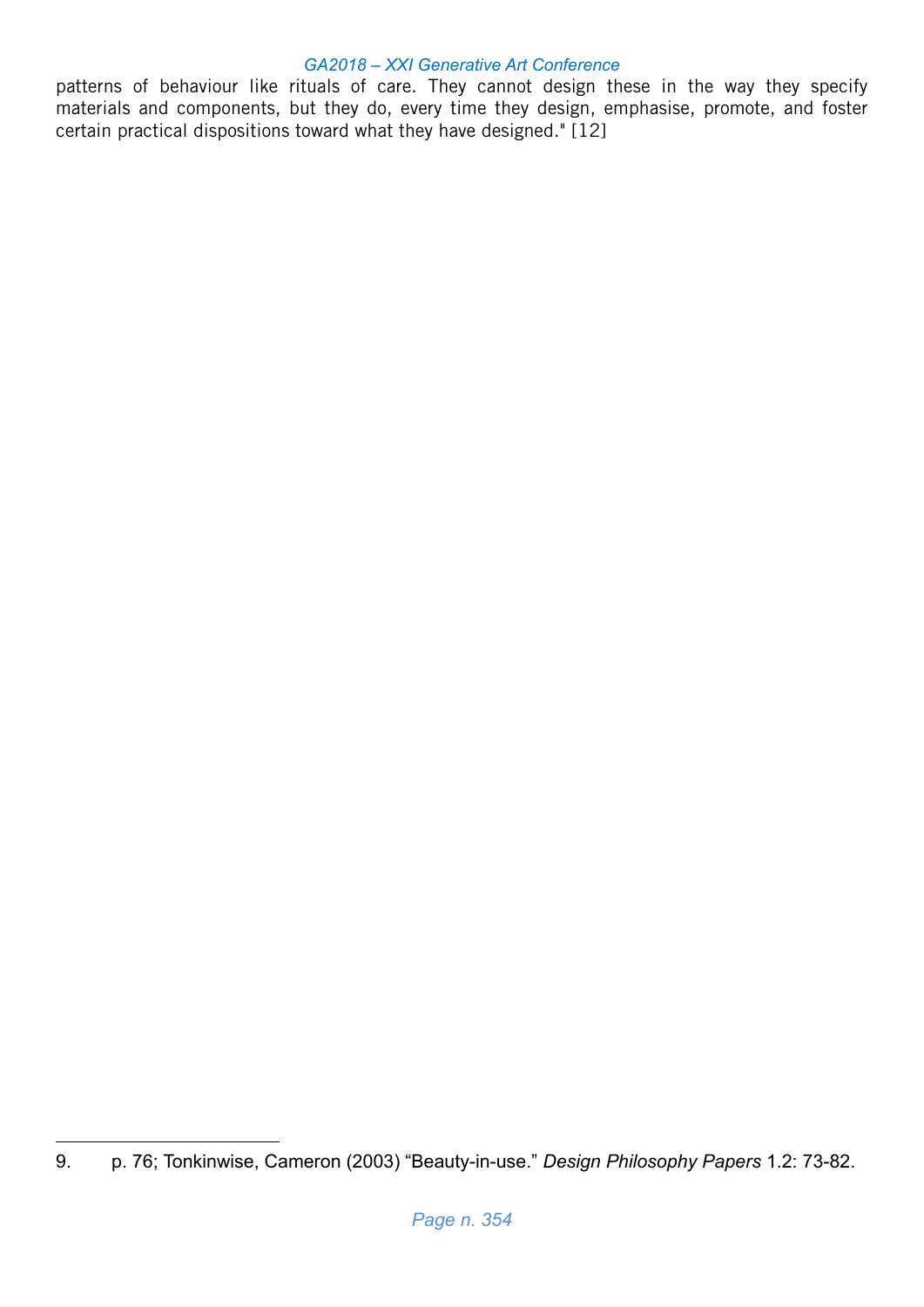patterns of behaviour like rituals of care. They cannot design these in the way they specify materials and components, but they do, every time they design, emphasise, promote, and foster certain practical dispositions toward what they have designed." [12]

---

9. p. 76; Tonkinwise, Cameron (2003) "Beauty-in-use." *Design Philosophy Papers* 1.2: 73-82.